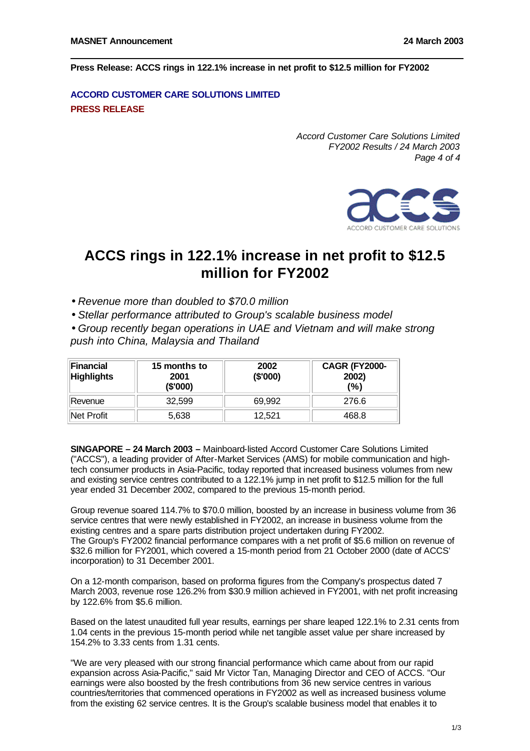**MASNET Announcement** **24 March 2003**

**Press Release: ACCS rings in 122.1% increase in net profit to $12.5 million for FY2002**

**ACCORD CUSTOMER CARE SOLUTIONS LIMITED**
**PRESS RELEASE**

*Accord Customer Care Solutions Limited*
*FY2002 Results / 24 March 2003*

# ACCS rings in 122.1% increase in net profit to $12.5 million for FY2002

- *Revenue more than doubled to $70.0 million*
- *Stellar performance attributed to Group's scalable business model*
- *Group recently began operations in UAE and Vietnam and will make strong push into China, Malaysia and Thailand*

| Financial Highlights | 15 months to 2001 ($'000) | 2002 ($'000) | CAGR (FY2000-2002) (%) |
|---|---|---|---|
| Revenue | 32,599 | 69,992 | 276.6 |
| Net Profit | 5,638 | 12,521 | 468.8 |

**SINGAPORE – 24 March 2003 –** Mainboard-listed Accord Customer Care Solutions Limited ("ACCS"), a leading provider of After-Market Services (AMS) for mobile communication and high-tech consumer products in Asia-Pacific, today reported that increased business volumes from new and existing service centres contributed to a 122.1% jump in net profit to $12.5 million for the full year ended 31 December 2002, compared to the previous 15-month period.

Group revenue soared 114.7% to $70.0 million, boosted by an increase in business volume from 36 service centres that were newly established in FY2002, an increase in business volume from the existing centres and a spare parts distribution project undertaken during FY2002.
The Group's FY2002 financial performance compares with a net profit of $5.6 million on revenue of $32.6 million for FY2001, which covered a 15-month period from 21 October 2000 (date of ACCS' incorporation) to 31 December 2001.

On a 12-month comparison, based on proforma figures from the Company's prospectus dated 7 March 2003, revenue rose 126.2% from $30.9 million achieved in FY2001, with net profit increasing by 122.6% from $5.6 million.

Based on the latest unaudited full year results, earnings per share leaped 122.1% to 2.31 cents from 1.04 cents in the previous 15-month period while net tangible asset value per share increased by 154.2% to 3.33 cents from 1.31 cents.

"We are very pleased with our strong financial performance which came about from our rapid expansion across Asia-Pacific," said Mr Victor Tan, Managing Director and CEO of ACCS. "Our earnings were also boosted by the fresh contributions from 36 new service centres in various countries/territories that commenced operations in FY2002 as well as increased business volume from the existing 62 service centres. It is the Group's scalable business model that enables it to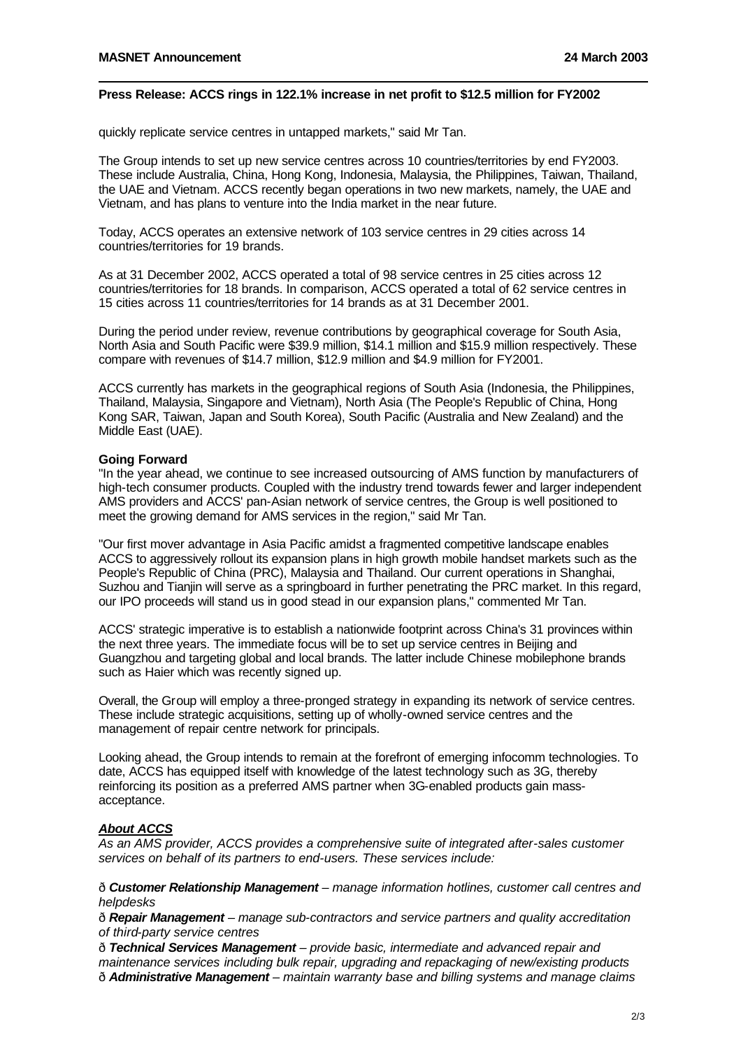quickly replicate service centres in untapped markets," said Mr Tan.

The Group intends to set up new service centres across 10 countries/territories by end FY2003. These include Australia, China, Hong Kong, Indonesia, Malaysia, the Philippines, Taiwan, Thailand, the UAE and Vietnam. ACCS recently began operations in two new markets, namely, the UAE and Vietnam, and has plans to venture into the India market in the near future.

Today, ACCS operates an extensive network of 103 service centres in 29 cities across 14 countries/territories for 19 brands.

As at 31 December 2002, ACCS operated a total of 98 service centres in 25 cities across 12 countries/territories for 18 brands. In comparison, ACCS operated a total of 62 service centres in 15 cities across 11 countries/territories for 14 brands as at 31 December 2001.

During the period under review, revenue contributions by geographical coverage for South Asia, North Asia and South Pacific were $39.9 million, $14.1 million and $15.9 million respectively. These compare with revenues of $14.7 million, $12.9 million and $4.9 million for FY2001.

ACCS currently has markets in the geographical regions of South Asia (Indonesia, the Philippines, Thailand, Malaysia, Singapore and Vietnam), North Asia (The People's Republic of China, Hong Kong SAR, Taiwan, Japan and South Korea), South Pacific (Australia and New Zealand) and the Middle East (UAE).

**Going Forward**

"In the year ahead, we continue to see increased outsourcing of AMS function by manufacturers of high-tech consumer products. Coupled with the industry trend towards fewer and larger independent AMS providers and ACCS' pan-Asian network of service centres, the Group is well positioned to meet the growing demand for AMS services in the region," said Mr Tan.

"Our first mover advantage in Asia Pacific amidst a fragmented competitive landscape enables ACCS to aggressively rollout its expansion plans in high growth mobile handset markets such as the People's Republic of China (PRC), Malaysia and Thailand. Our current operations in Shanghai, Suzhou and Tianjin will serve as a springboard in further penetrating the PRC market. In this regard, our IPO proceeds will stand us in good stead in our expansion plans," commented Mr Tan.

ACCS' strategic imperative is to establish a nationwide footprint across China's 31 provinces within the next three years. The immediate focus will be to set up service centres in Beijing and Guangzhou and targeting global and local brands. The latter include Chinese mobilephone brands such as Haier which was recently signed up.

Overall, the Group will employ a three-pronged strategy in expanding its network of service centres. These include strategic acquisitions, setting up of wholly-owned service centres and the management of repair centre network for principals.

Looking ahead, the Group intends to remain at the forefront of emerging infocomm technologies. To date, ACCS has equipped itself with knowledge of the latest technology such as 3G, thereby reinforcing its position as a preferred AMS partner when 3G-enabled products gain mass-acceptance.

***About ACCS***

*As an AMS provider, ACCS provides a comprehensive suite of integrated after-sales customer services on behalf of its partners to end-users. These services include:*

- ***Customer Relationship Management*** *– manage information hotlines, customer call centres and helpdesks*
- ***Repair Management*** *– manage sub-contractors and service partners and quality accreditation of third-party service centres*
- ***Technical Services Management*** *– provide basic, intermediate and advanced repair and maintenance services including bulk repair, upgrading and repackaging of new/existing products*
- ***Administrative Management*** *– maintain warranty base and billing systems and manage claims*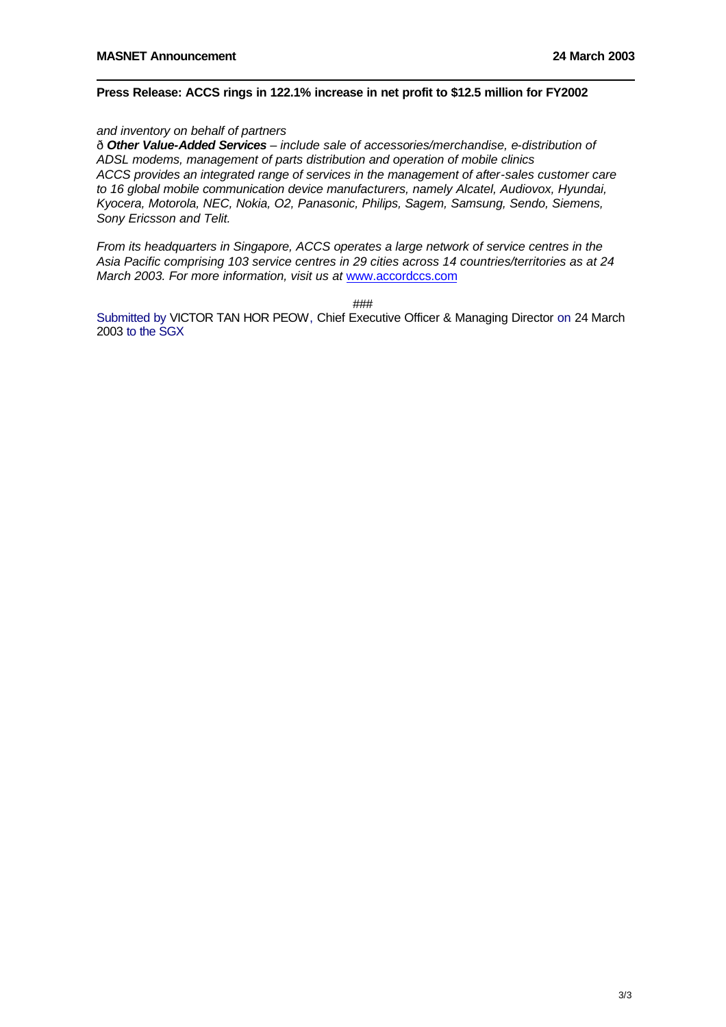**Press Release: ACCS rings in 122.1% increase in net profit to $12.5 million for FY2002**

*and inventory on behalf of partners*

ð ***Other Value-Added Services** – include sale of accessories/merchandise, e-distribution of ADSL modems, management of parts distribution and operation of mobile clinics*

*ACCS provides an integrated range of services in the management of after-sales customer care to 16 global mobile communication device manufacturers, namely Alcatel, Audiovox, Hyundai, Kyocera, Motorola, NEC, Nokia, O2, Panasonic, Philips, Sagem, Samsung, Sendo, Siemens, Sony Ericsson and Telit.*

*From its headquarters in Singapore, ACCS operates a large network of service centres in the Asia Pacific comprising 103 service centres in 29 cities across 14 countries/territories as at 24 March 2003. For more information, visit us at* www.accordccs.com

###

Submitted by VICTOR TAN HOR PEOW, Chief Executive Officer & Managing Director on 24 March 2003 to the SGX